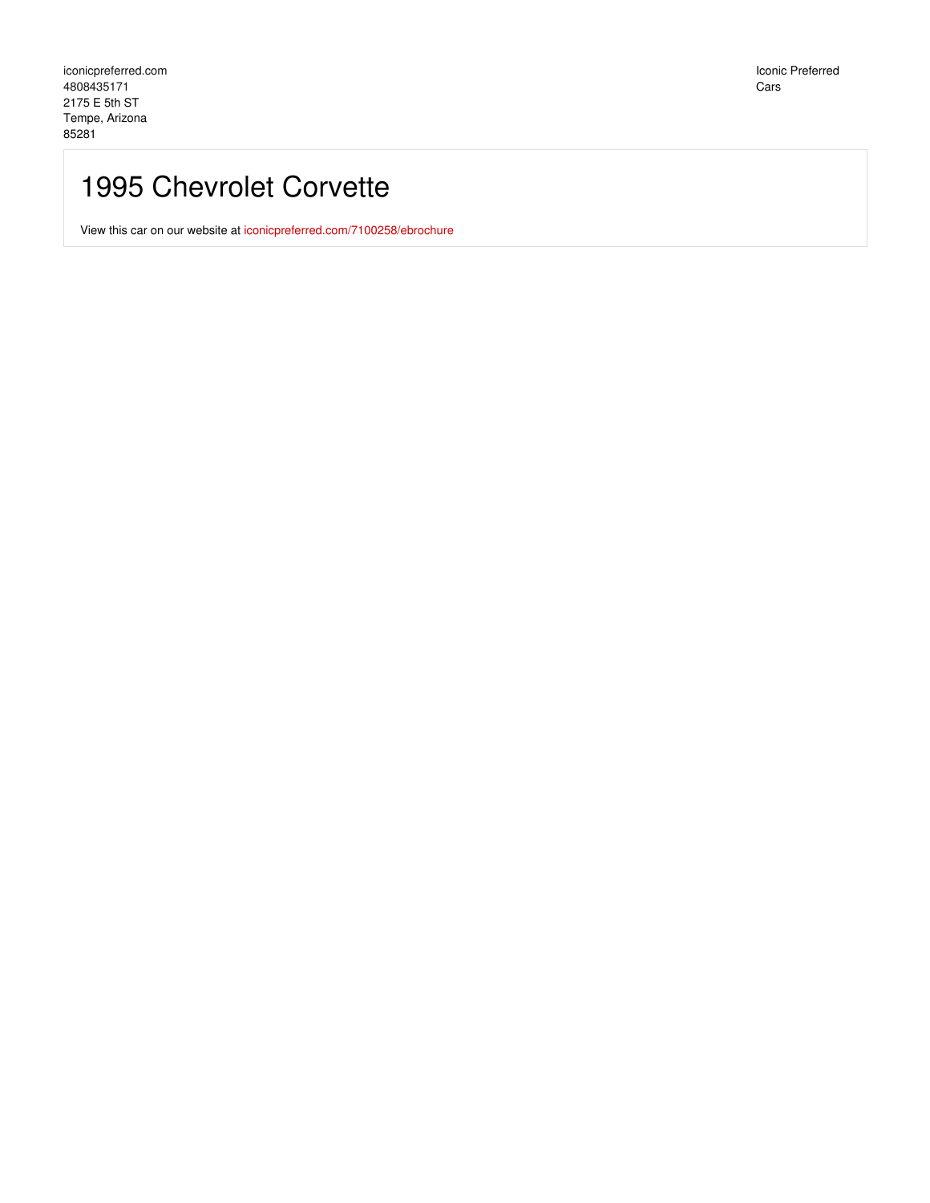iconicpreferred.com
4808435171
2175 E 5th ST
Tempe, Arizona
85281

Iconic Preferred
Cars

# 1995 Chevrolet Corvette

View this car on our website at iconicpreferred.com/7100258/ebrochure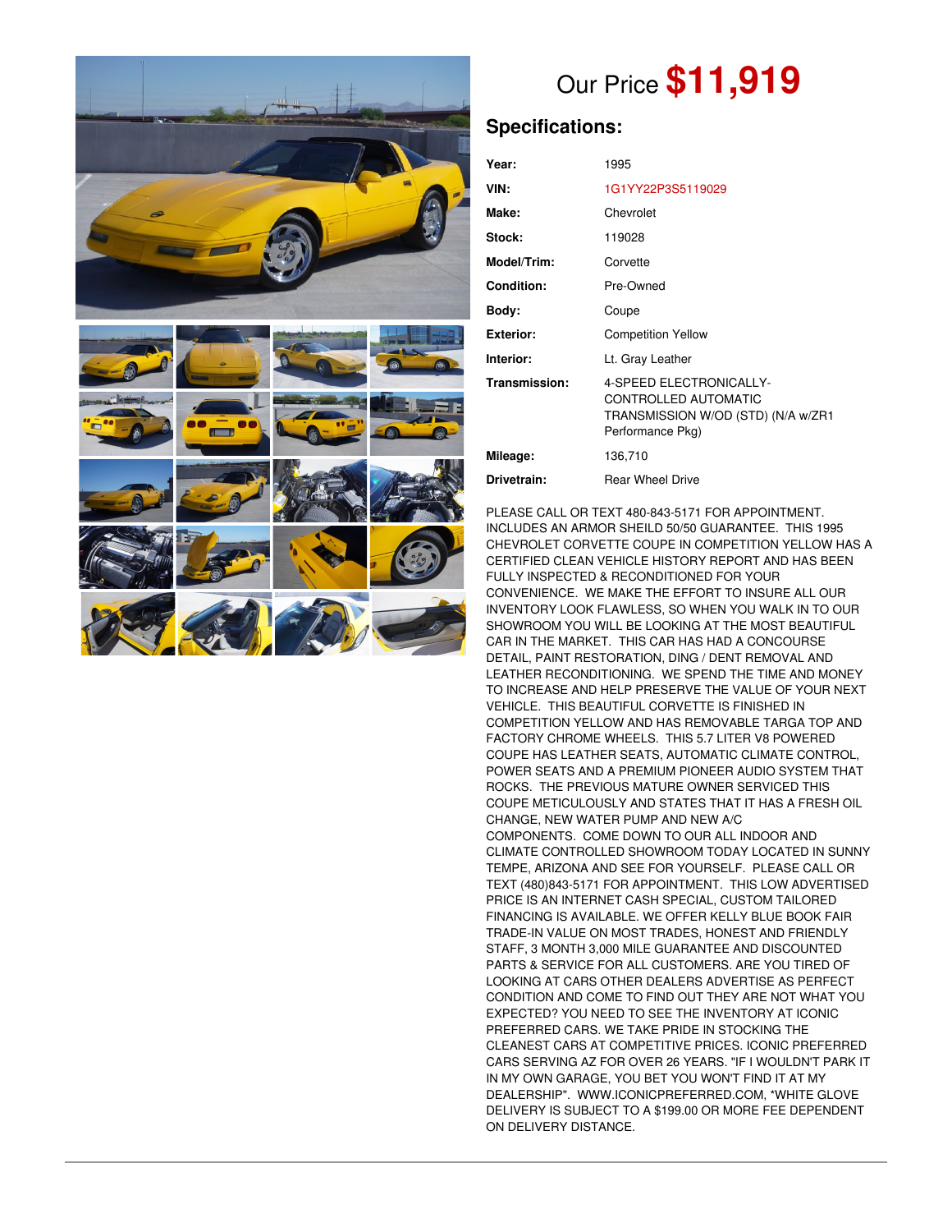Our Price **$11,919**

## Specifications:

| | |
|---|---|
| **Year:** | 1995 |
| **VIN:** | 1G1YY22P3S5119029 |
| **Make:** | Chevrolet |
| **Stock:** | 119028 |
| **Model/Trim:** | Corvette |
| **Condition:** | Pre-Owned |
| **Body:** | Coupe |
| **Exterior:** | Competition Yellow |
| **Interior:** | Lt. Gray Leather |
| **Transmission:** | 4-SPEED ELECTRONICALLY-CONTROLLED AUTOMATIC TRANSMISSION W/OD (STD) (N/A w/ZR1 Performance Pkg) |
| **Mileage:** | 136,710 |
| **Drivetrain:** | Rear Wheel Drive |

PLEASE CALL OR TEXT 480-843-5171 FOR APPOINTMENT. INCLUDES AN ARMOR SHEILD 50/50 GUARANTEE. THIS 1995 CHEVROLET CORVETTE COUPE IN COMPETITION YELLOW HAS A CERTIFIED CLEAN VEHICLE HISTORY REPORT AND HAS BEEN FULLY INSPECTED & RECONDITIONED FOR YOUR CONVENIENCE. WE MAKE THE EFFORT TO INSURE ALL OUR INVENTORY LOOK FLAWLESS, SO WHEN YOU WALK IN TO OUR SHOWROOM YOU WILL BE LOOKING AT THE MOST BEAUTIFUL CAR IN THE MARKET. THIS CAR HAS HAD A CONCOURSE DETAIL, PAINT RESTORATION, DING / DENT REMOVAL AND LEATHER RECONDITIONING. WE SPEND THE TIME AND MONEY TO INCREASE AND HELP PRESERVE THE VALUE OF YOUR NEXT VEHICLE. THIS BEAUTIFUL CORVETTE IS FINISHED IN COMPETITION YELLOW AND HAS REMOVABLE TARGA TOP AND FACTORY CHROME WHEELS. THIS 5.7 LITER V8 POWERED COUPE HAS LEATHER SEATS, AUTOMATIC CLIMATE CONTROL, POWER SEATS AND A PREMIUM PIONEER AUDIO SYSTEM THAT ROCKS. THE PREVIOUS MATURE OWNER SERVICED THIS COUPE METICULOUSLY AND STATES THAT IT HAS A FRESH OIL CHANGE, NEW WATER PUMP AND NEW A/C COMPONENTS. COME DOWN TO OUR ALL INDOOR AND CLIMATE CONTROLLED SHOWROOM TODAY LOCATED IN SUNNY TEMPE, ARIZONA AND SEE FOR YOURSELF. PLEASE CALL OR TEXT (480)843-5171 FOR APPOINTMENT. THIS LOW ADVERTISED PRICE IS AN INTERNET CASH SPECIAL, CUSTOM TAILORED FINANCING IS AVAILABLE. WE OFFER KELLY BLUE BOOK FAIR TRADE-IN VALUE ON MOST TRADES, HONEST AND FRIENDLY STAFF, 3 MONTH 3,000 MILE GUARANTEE AND DISCOUNTED PARTS & SERVICE FOR ALL CUSTOMERS. ARE YOU TIRED OF LOOKING AT CARS OTHER DEALERS ADVERTISE AS PERFECT CONDITION AND COME TO FIND OUT THEY ARE NOT WHAT YOU EXPECTED? YOU NEED TO SEE THE INVENTORY AT ICONIC PREFERRED CARS. WE TAKE PRIDE IN STOCKING THE CLEANEST CARS AT COMPETITIVE PRICES. ICONIC PREFERRED CARS SERVING AZ FOR OVER 26 YEARS. "IF I WOULDN'T PARK IT IN MY OWN GARAGE, YOU BET YOU WON'T FIND IT AT MY DEALERSHIP". WWW.ICONICPREFERRED.COM, *WHITE GLOVE DELIVERY IS SUBJECT TO A $199.00 OR MORE FEE DEPENDENT ON DELIVERY DISTANCE.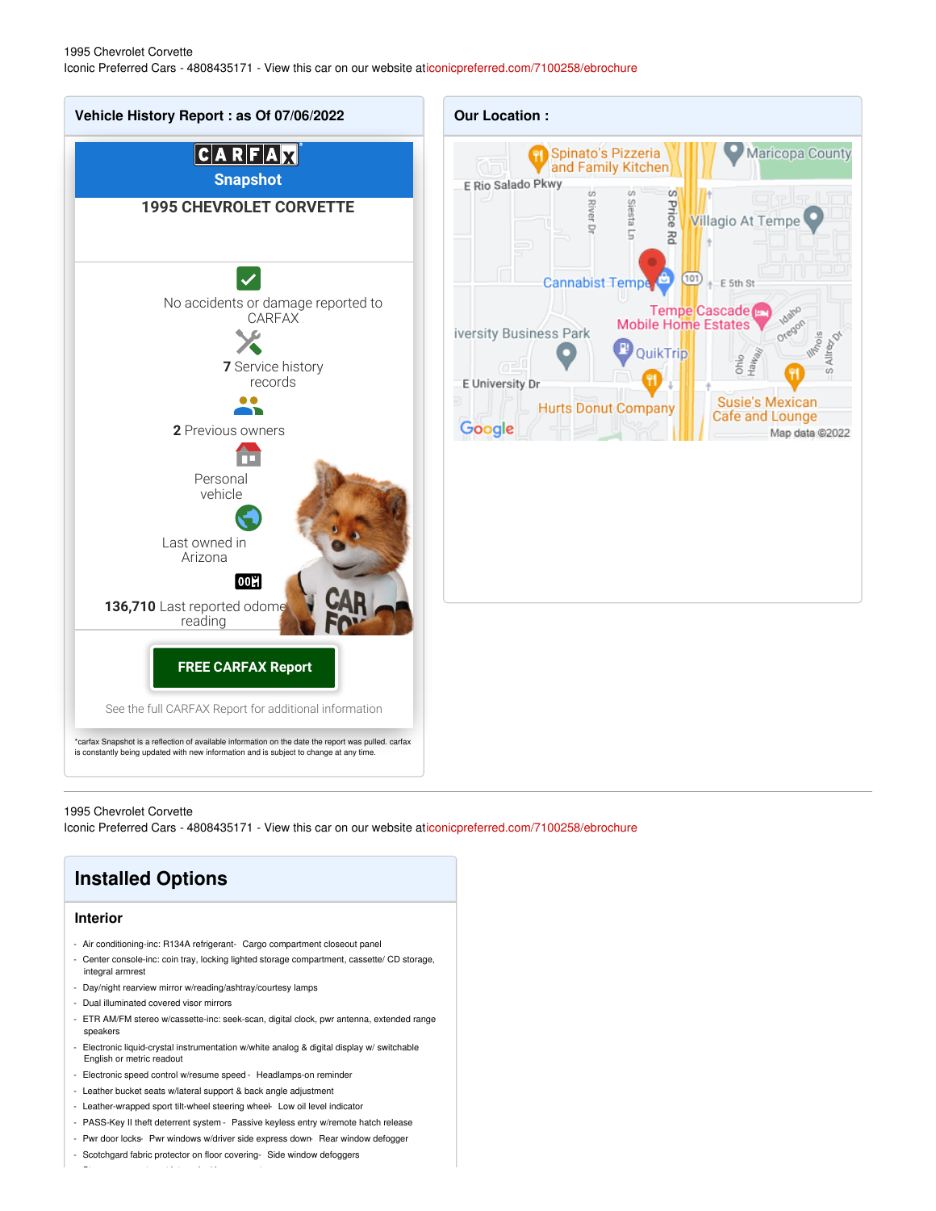1995 Chevrolet Corvette
Iconic Preferred Cars - 4808435171 - View this car on our website at iconicpreferred.com/7100258/ebrochure

## Vehicle History Report : as Of 07/06/2022

CARFAX Snapshot

**1995 CHEVROLET CORVETTE**

No accidents or damage reported to CARFAX

**7** Service history records

**2** Previous owners

Personal vehicle

Last owned in Arizona

**136,710** Last reported odometer reading

**FREE CARFAX Report**

See the full CARFAX Report for additional information

*carfax Snapshot is a reflection of available information on the date the report was pulled. carfax is constantly being updated with new information and is subject to change at any time.

## Our Location :

Spinato's Pizzeria and Family Kitchen
Maricopa County
E Rio Salado Pkwy
S River Dr
S Siesta Ln
S Price Rd
Villagio At Tempe
Cannabist Tempe
101
E 5th St
Tempe Cascade Mobile Home Estates
University Business Park
QuikTrip
Idaho
Oregon
Illinois
S Alfred Dr
Ohio
Hawaii
E University Dr
Hurts Donut Company
Susie's Mexican Cafe and Lounge
Google
Map data ©2022

---

1995 Chevrolet Corvette
Iconic Preferred Cars - 4808435171 - View this car on our website at iconicpreferred.com/7100258/ebrochure

## Installed Options

### Interior

- Air conditioning-inc: R134A refrigerant- Cargo compartment closeout panel
- Center console-inc: coin tray, locking lighted storage compartment, cassette/ CD storage, integral armrest
- Day/night rearview mirror w/reading/ashtray/courtesy lamps
- Dual illuminated covered visor mirrors
- ETR AM/FM stereo w/cassette-inc: seek-scan, digital clock, pwr antenna, extended range speakers
- Electronic liquid-crystal instrumentation w/white analog & digital display w/ switchable English or metric readout
- Electronic speed control w/resume speed - Headlamps-on reminder
- Leather bucket seats w/lateral support & back angle adjustment
- Leather-wrapped sport tilt-wheel steering wheel- Low oil level indicator
- PASS-Key II theft deterrent system - Passive keyless entry w/remote hatch release
- Pwr door locks- Pwr windows w/driver side express down- Rear window defogger
- Scotchgard fabric protector on floor covering- Side window defoggers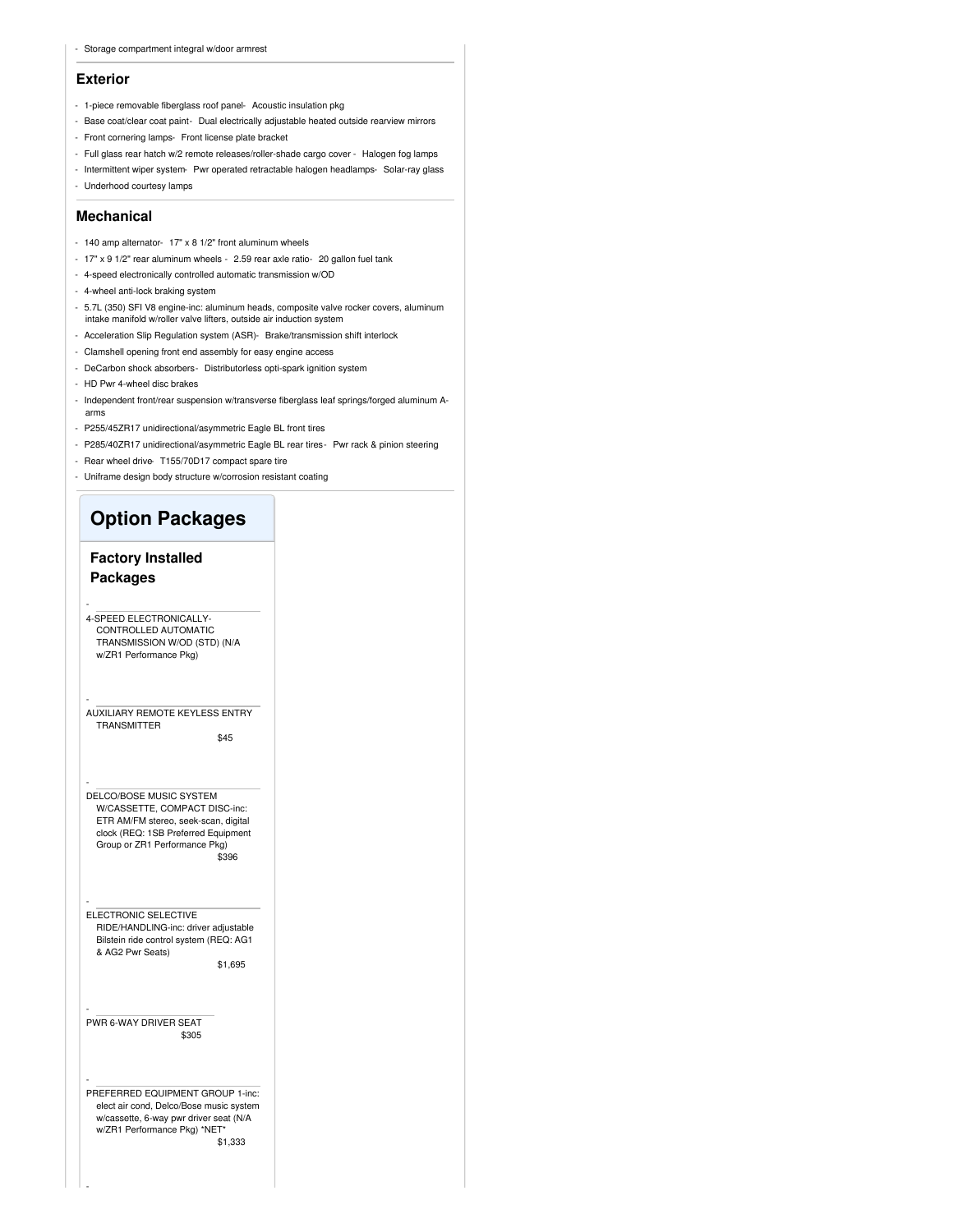- Storage compartment integral w/door armrest

## Exterior

- 1-piece removable fiberglass roof panel- Acoustic insulation pkg
- Base coat/clear coat paint- Dual electrically adjustable heated outside rearview mirrors
- Front cornering lamps- Front license plate bracket
- Full glass rear hatch w/2 remote releases/roller-shade cargo cover - Halogen fog lamps
- Intermittent wiper system- Pwr operated retractable halogen headlamps- Solar-ray glass
- Underhood courtesy lamps

## Mechanical

- 140 amp alternator- 17" x 8 1/2" front aluminum wheels
- 17" x 9 1/2" rear aluminum wheels - 2.59 rear axle ratio- 20 gallon fuel tank
- 4-speed electronically controlled automatic transmission w/OD
- 4-wheel anti-lock braking system
- 5.7L (350) SFI V8 engine-inc: aluminum heads, composite valve rocker covers, aluminum intake manifold w/roller valve lifters, outside air induction system
- Acceleration Slip Regulation system (ASR)- Brake/transmission shift interlock
- Clamshell opening front end assembly for easy engine access
- DeCarbon shock absorbers- Distributorless opti-spark ignition system
- HD Pwr 4-wheel disc brakes
- Independent front/rear suspension w/transverse fiberglass leaf springs/forged aluminum A-arms
- P255/45ZR17 unidirectional/asymmetric Eagle BL front tires
- P285/40ZR17 unidirectional/asymmetric Eagle BL rear tires- Pwr rack & pinion steering
- Rear wheel drive- T155/70D17 compact spare tire
- Uniframe design body structure w/corrosion resistant coating

# Option Packages

## Factory Installed Packages

- 4-SPEED ELECTRONICALLY-CONTROLLED AUTOMATIC TRANSMISSION W/OD (STD) (N/A w/ZR1 Performance Pkg)

- AUXILIARY REMOTE KEYLESS ENTRY TRANSMITTER
  $45

- DELCO/BOSE MUSIC SYSTEM W/CASSETTE, COMPACT DISC-inc: ETR AM/FM stereo, seek-scan, digital clock (REQ: 1SB Preferred Equipment Group or ZR1 Performance Pkg)
  $396

- ELECTRONIC SELECTIVE RIDE/HANDLING-inc: driver adjustable Bilstein ride control system (REQ: AG1 & AG2 Pwr Seats)
  $1,695

- PWR 6-WAY DRIVER SEAT
  $305

- PREFERRED EQUIPMENT GROUP 1-inc: elect air cond, Delco/Bose music system w/cassette, 6-way pwr driver seat (N/A w/ZR1 Performance Pkg) *NET*
  $1,333

-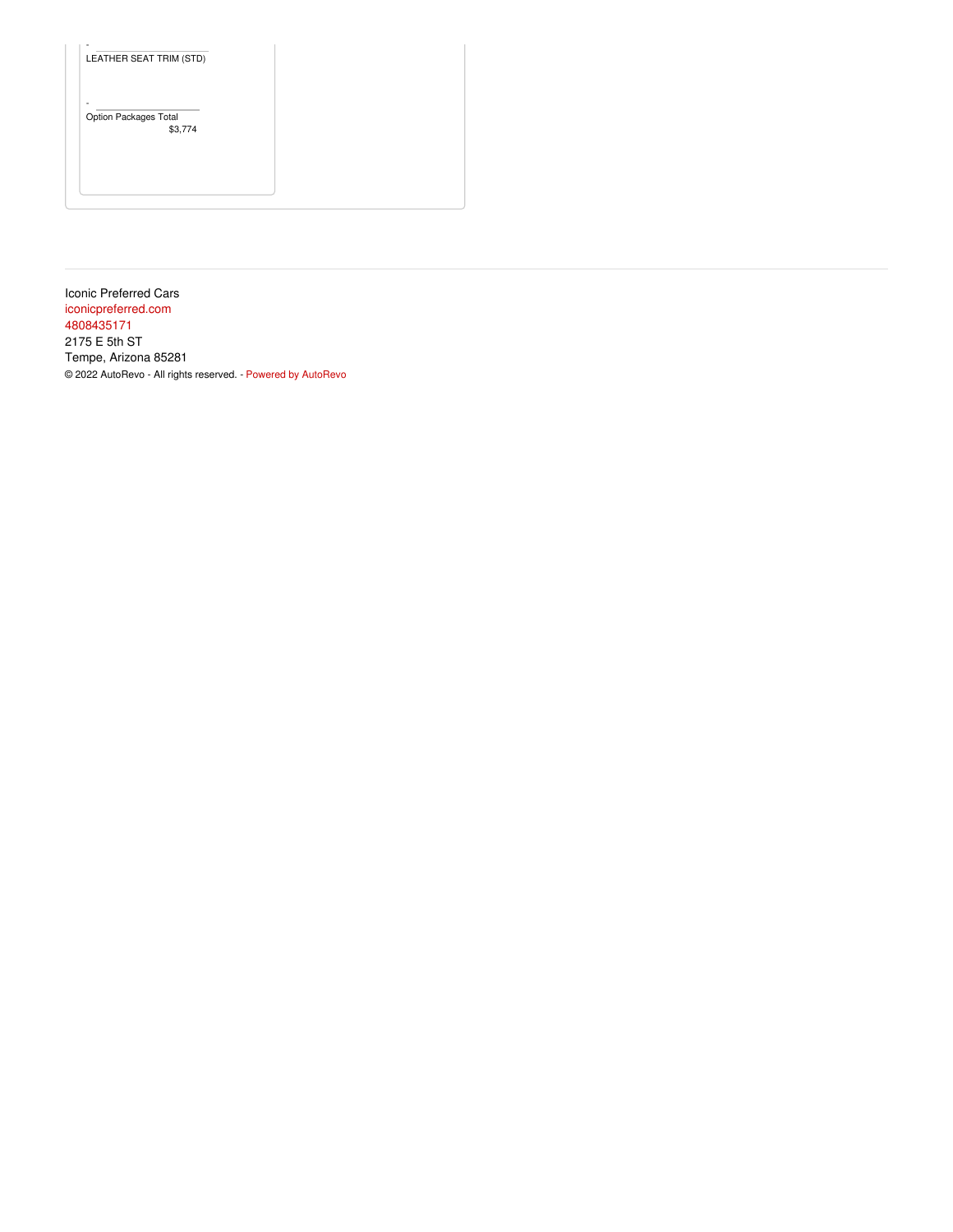-

LEATHER SEAT TRIM (STD)

-

Option Packages Total
$3,774

Iconic Preferred Cars
iconicpreferred.com
4808435171
2175 E 5th ST
Tempe, Arizona 85281

© 2022 AutoRevo - All rights reserved. - Powered by AutoRevo